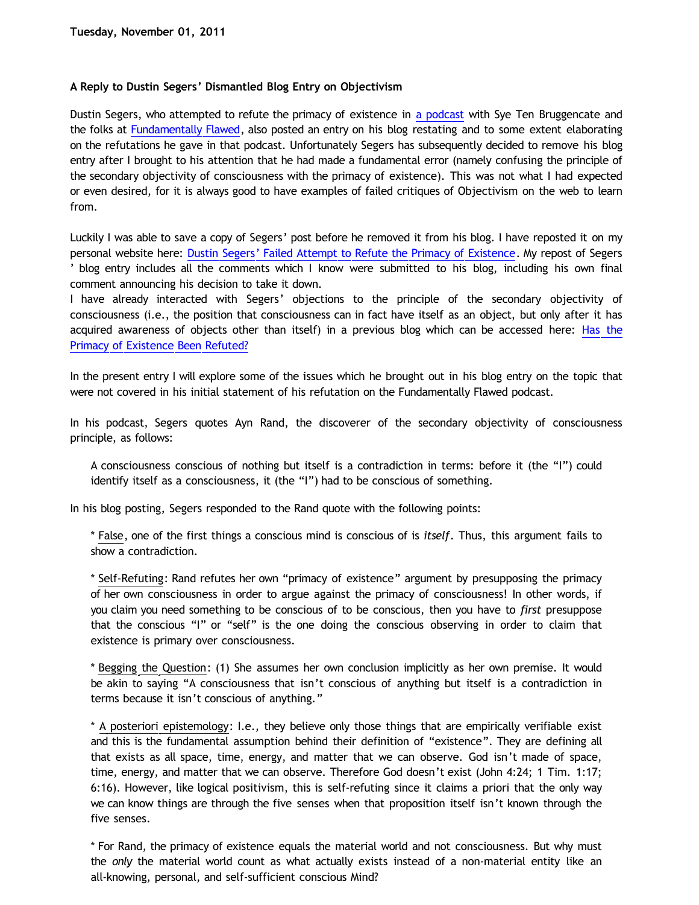**Tuesday, November 01, 2011**

**A Reply to Dustin Segers' Dismantled Blog Entry on Objectivism**

Dustin Segers, who attempted to refute the primacy of existence in a podcast with Sye Ten Bruggencate and the folks at Fundamentally Flawed, also posted an entry on his blog restating and to some extent elaborating on the refutations he gave in that podcast. Unfortunately Segers has subsequently decided to remove his blog entry after I brought to his attention that he had made a fundamental error (namely confusing the principle of the secondary objectivity of consciousness with the primacy of existence). This was not what I had expected or even desired, for it is always good to have examples of failed critiques of Objectivism on the web to learn from.

Luckily I was able to save a copy of Segers' post before he removed it from his blog. I have reposted it on my personal website here: Dustin Segers' Failed Attempt to Refute the Primacy of Existence. My repost of Segers' blog entry includes all the comments which I know were submitted to his blog, including his own final comment announcing his decision to take it down.
I have already interacted with Segers' objections to the principle of the secondary objectivity of consciousness (i.e., the position that consciousness can in fact have itself as an object, but only after it has acquired awareness of objects other than itself) in a previous blog which can be accessed here: Has the Primacy of Existence Been Refuted?

In the present entry I will explore some of the issues which he brought out in his blog entry on the topic that were not covered in his initial statement of his refutation on the Fundamentally Flawed podcast.

In his podcast, Segers quotes Ayn Rand, the discoverer of the secondary objectivity of consciousness principle, as follows:

> A consciousness conscious of nothing but itself is a contradiction in terms: before it (the "I") could identify itself as a consciousness, it (the "I") had to be conscious of something.

In his blog posting, Segers responded to the Rand quote with the following points:

> * False, one of the first things a conscious mind is conscious of is *itself*. Thus, this argument fails to show a contradiction.
>
> * Self-Refuting: Rand refutes her own "primacy of existence" argument by presupposing the primacy of her own consciousness in order to argue against the primacy of consciousness! In other words, if you claim you need something to be conscious of to be conscious, then you have to *first* presuppose that the conscious "I" or "self" is the one doing the conscious observing in order to claim that existence is primary over consciousness.
>
> * Begging the Question: (1) She assumes her own conclusion implicitly as her own premise. It would be akin to saying "A consciousness that isn't conscious of anything but itself is a contradiction in terms because it isn't conscious of anything."
>
> * A posteriori epistemology: I.e., they believe only those things that are empirically verifiable exist and this is the fundamental assumption behind their definition of "existence". They are defining all that exists as all space, time, energy, and matter that we can observe. God isn't made of space, time, energy, and matter that we can observe. Therefore God doesn't exist (John 4:24; 1 Tim. 1:17; 6:16). However, like logical positivism, this is self-refuting since it claims a priori that the only way we can know things are through the five senses when that proposition itself isn't known through the five senses.
>
> * For Rand, the primacy of existence equals the material world and not consciousness. But why must the *only* the material world count as what actually exists instead of a non-material entity like an all-knowing, personal, and self-sufficient conscious Mind?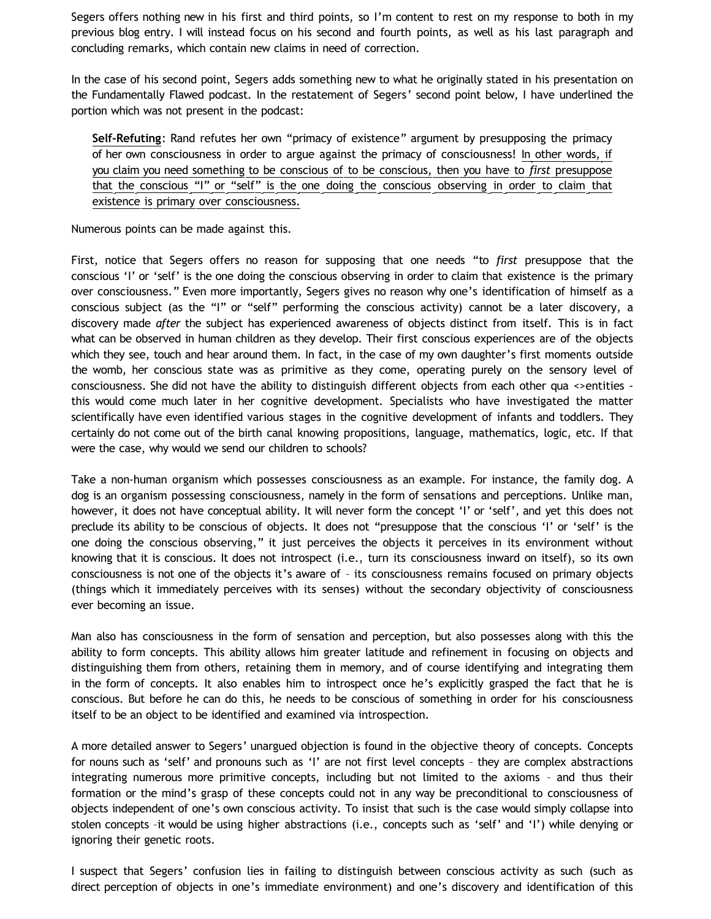Segers offers nothing new in his first and third points, so I'm content to rest on my response to both in my previous blog entry. I will instead focus on his second and fourth points, as well as his last paragraph and concluding remarks, which contain new claims in need of correction.

In the case of his second point, Segers adds something new to what he originally stated in his presentation on the Fundamentally Flawed podcast. In the restatement of Segers' second point below, I have underlined the portion which was not present in the podcast:

> **<u>Self-Refuting</u>**: Rand refutes her own "primacy of existence" argument by presupposing the primacy of her own consciousness in order to argue against the primacy of consciousness! <u>In other words, if you claim you need something to be conscious of to be conscious, then you have to *first* presuppose that the conscious "I" or "self" is the one doing the conscious observing in order to claim that existence is primary over consciousness.</u>

Numerous points can be made against this.

First, notice that Segers offers no reason for supposing that one needs "to *first* presuppose that the conscious 'I' or 'self' is the one doing the conscious observing in order to claim that existence is the primary over consciousness." Even more importantly, Segers gives no reason why one's identification of himself as a conscious subject (as the "I" or "self" performing the conscious activity) cannot be a later discovery, a discovery made *after* the subject has experienced awareness of objects distinct from itself. This is in fact what can be observed in human children as they develop. Their first conscious experiences are of the objects which they see, touch and hear around them. In fact, in the case of my own daughter's first moments outside the womb, her conscious state was as primitive as they come, operating purely on the sensory level of consciousness. She did not have the ability to distinguish different objects from each other qua <>entities - this would come much later in her cognitive development. Specialists who have investigated the matter scientifically have even identified various stages in the cognitive development of infants and toddlers. They certainly do not come out of the birth canal knowing propositions, language, mathematics, logic, etc. If that were the case, why would we send our children to schools?

Take a non-human organism which possesses consciousness as an example. For instance, the family dog. A dog is an organism possessing consciousness, namely in the form of sensations and perceptions. Unlike man, however, it does not have conceptual ability. It will never form the concept 'I' or 'self', and yet this does not preclude its ability to be conscious of objects. It does not "presuppose that the conscious 'I' or 'self' is the one doing the conscious observing," it just perceives the objects it perceives in its environment without knowing that it is conscious. It does not introspect (i.e., turn its consciousness inward on itself), so its own consciousness is not one of the objects it's aware of – its consciousness remains focused on primary objects (things which it immediately perceives with its senses) without the secondary objectivity of consciousness ever becoming an issue.

Man also has consciousness in the form of sensation and perception, but also possesses along with this the ability to form concepts. This ability allows him greater latitude and refinement in focusing on objects and distinguishing them from others, retaining them in memory, and of course identifying and integrating them in the form of concepts. It also enables him to introspect once he's explicitly grasped the fact that he is conscious. But before he can do this, he needs to be conscious of something in order for his consciousness itself to be an object to be identified and examined via introspection.

A more detailed answer to Segers' unargued objection is found in the objective theory of concepts. Concepts for nouns such as 'self' and pronouns such as 'I' are not first level concepts – they are complex abstractions integrating numerous more primitive concepts, including but not limited to the axioms – and thus their formation or the mind's grasp of these concepts could not in any way be preconditional to consciousness of objects independent of one's own conscious activity. To insist that such is the case would simply collapse into stolen concepts –it would be using higher abstractions (i.e., concepts such as 'self' and 'I') while denying or ignoring their genetic roots.

I suspect that Segers' confusion lies in failing to distinguish between conscious activity as such (such as direct perception of objects in one's immediate environment) and one's discovery and identification of this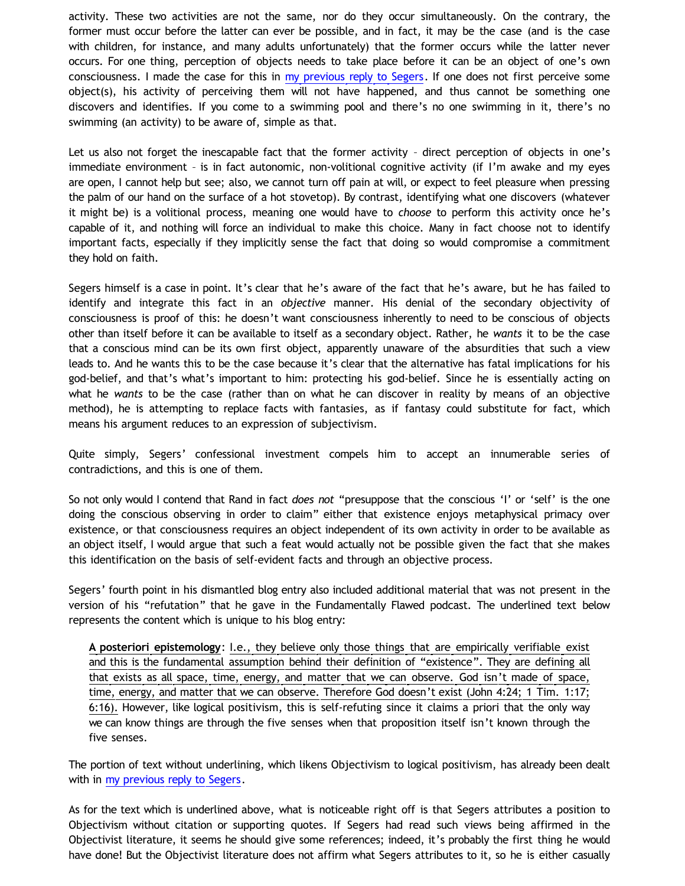activity. These two activities are not the same, nor do they occur simultaneously. On the contrary, the former must occur before the latter can ever be possible, and in fact, it may be the case (and is the case with children, for instance, and many adults unfortunately) that the former occurs while the latter never occurs. For one thing, perception of objects needs to take place before it can be an object of one's own consciousness. I made the case for this in my previous reply to Segers. If one does not first perceive some object(s), his activity of perceiving them will not have happened, and thus cannot be something one discovers and identifies. If you come to a swimming pool and there's no one swimming in it, there's no swimming (an activity) to be aware of, simple as that.

Let us also not forget the inescapable fact that the former activity – direct perception of objects in one's immediate environment – is in fact autonomic, non-volitional cognitive activity (if I'm awake and my eyes are open, I cannot help but see; also, we cannot turn off pain at will, or expect to feel pleasure when pressing the palm of our hand on the surface of a hot stovetop). By contrast, identifying what one discovers (whatever it might be) is a volitional process, meaning one would have to *choose* to perform this activity once he's capable of it, and nothing will force an individual to make this choice. Many in fact choose not to identify important facts, especially if they implicitly sense the fact that doing so would compromise a commitment they hold on faith.

Segers himself is a case in point. It's clear that he's aware of the fact that he's aware, but he has failed to identify and integrate this fact in an *objective* manner. His denial of the secondary objectivity of consciousness is proof of this: he doesn't want consciousness inherently to need to be conscious of objects other than itself before it can be available to itself as a secondary object. Rather, he *wants* it to be the case that a conscious mind can be its own first object, apparently unaware of the absurdities that such a view leads to. And he wants this to be the case because it's clear that the alternative has fatal implications for his god-belief, and that's what's important to him: protecting his god-belief. Since he is essentially acting on what he *wants* to be the case (rather than on what he can discover in reality by means of an objective method), he is attempting to replace facts with fantasies, as if fantasy could substitute for fact, which means his argument reduces to an expression of subjectivism.

Quite simply, Segers' confessional investment compels him to accept an innumerable series of contradictions, and this is one of them.

So not only would I contend that Rand in fact *does not* "presuppose that the conscious 'I' or 'self' is the one doing the conscious observing in order to claim" either that existence enjoys metaphysical primacy over existence, or that consciousness requires an object independent of its own activity in order to be available as an object itself, I would argue that such a feat would actually not be possible given the fact that she makes this identification on the basis of self-evident facts and through an objective process.

Segers' fourth point in his dismantled blog entry also included additional material that was not present in the version of his "refutation" that he gave in the Fundamentally Flawed podcast. The underlined text below represents the content which is unique to his blog entry:

> **A posteriori epistemology**: I.e., they believe only those things that are empirically verifiable exist and this is the fundamental assumption behind their definition of "existence". They are defining all that exists as all space, time, energy, and matter that we can observe. God isn't made of space, time, energy, and matter that we can observe. Therefore God doesn't exist (John 4:24; 1 Tim. 1:17; 6:16). However, like logical positivism, this is self-refuting since it claims a priori that the only way we can know things are through the five senses when that proposition itself isn't known through the five senses.

The portion of text without underlining, which likens Objectivism to logical positivism, has already been dealt with in my previous reply to Segers.

As for the text which is underlined above, what is noticeable right off is that Segers attributes a position to Objectivism without citation or supporting quotes. If Segers had read such views being affirmed in the Objectivist literature, it seems he should give some references; indeed, it's probably the first thing he would have done! But the Objectivist literature does not affirm what Segers attributes to it, so he is either casually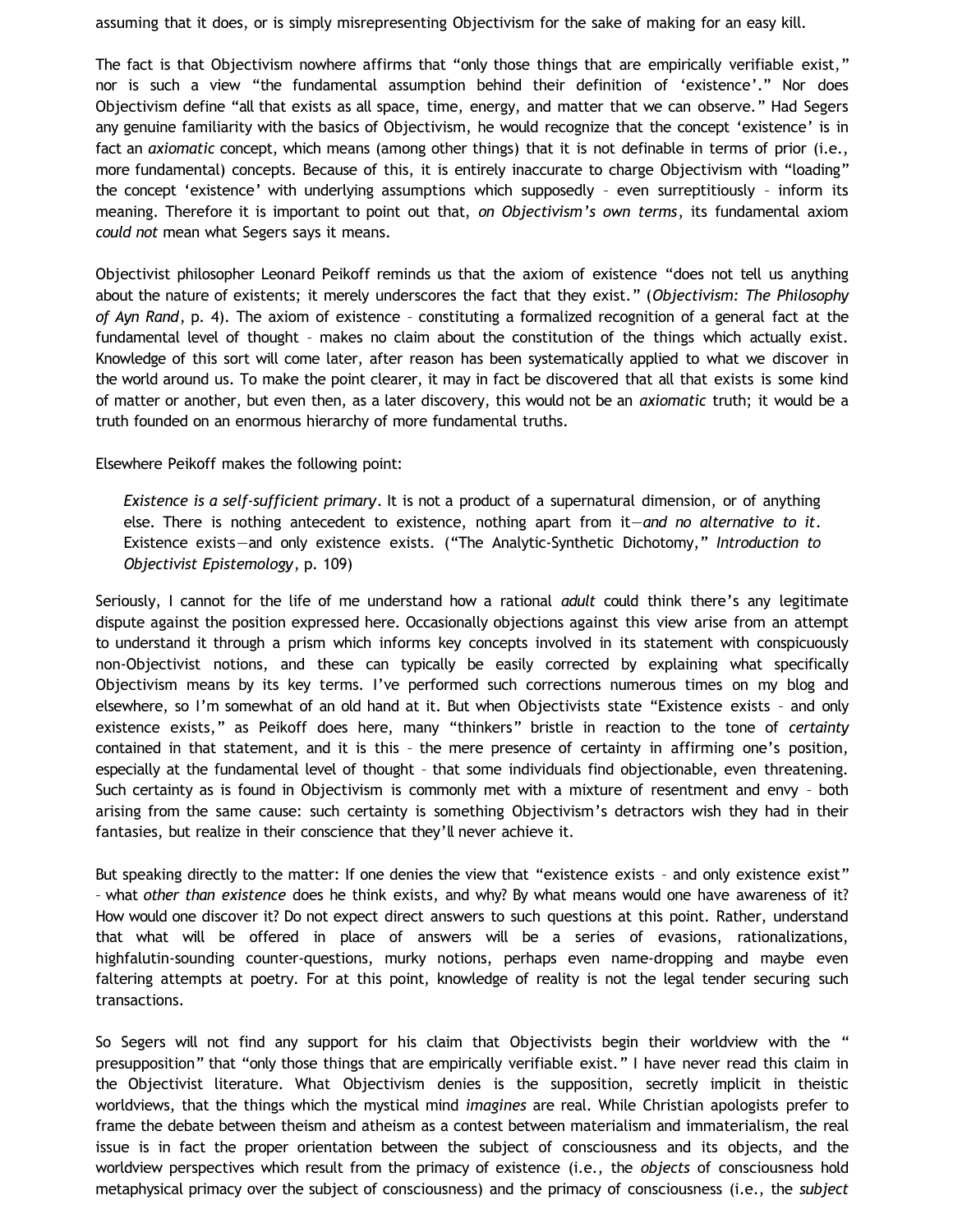assuming that it does, or is simply misrepresenting Objectivism for the sake of making for an easy kill.

The fact is that Objectivism nowhere affirms that "only those things that are empirically verifiable exist," nor is such a view "the fundamental assumption behind their definition of 'existence'." Nor does Objectivism define "all that exists as all space, time, energy, and matter that we can observe." Had Segers any genuine familiarity with the basics of Objectivism, he would recognize that the concept 'existence' is in fact an *axiomatic* concept, which means (among other things) that it is not definable in terms of prior (i.e., more fundamental) concepts. Because of this, it is entirely inaccurate to charge Objectivism with "loading" the concept 'existence' with underlying assumptions which supposedly – even surreptitiously – inform its meaning. Therefore it is important to point out that, *on Objectivism's own terms*, its fundamental axiom *could not* mean what Segers says it means.

Objectivist philosopher Leonard Peikoff reminds us that the axiom of existence "does not tell us anything about the nature of existents; it merely underscores the fact that they exist." (*Objectivism: The Philosophy of Ayn Rand*, p. 4). The axiom of existence – constituting a formalized recognition of a general fact at the fundamental level of thought – makes no claim about the constitution of the things which actually exist. Knowledge of this sort will come later, after reason has been systematically applied to what we discover in the world around us. To make the point clearer, it may in fact be discovered that all that exists is some kind of matter or another, but even then, as a later discovery, this would not be an *axiomatic* truth; it would be a truth founded on an enormous hierarchy of more fundamental truths.

Elsewhere Peikoff makes the following point:

> *Existence is a self-sufficient primary*. It is not a product of a supernatural dimension, or of anything else. There is nothing antecedent to existence, nothing apart from it—*and no alternative to it*. Existence exists—and only existence exists. ("The Analytic-Synthetic Dichotomy," *Introduction to Objectivist Epistemology*, p. 109)

Seriously, I cannot for the life of me understand how a rational *adult* could think there's any legitimate dispute against the position expressed here. Occasionally objections against this view arise from an attempt to understand it through a prism which informs key concepts involved in its statement with conspicuously non-Objectivist notions, and these can typically be easily corrected by explaining what specifically Objectivism means by its key terms. I've performed such corrections numerous times on my blog and elsewhere, so I'm somewhat of an old hand at it. But when Objectivists state "Existence exists – and only existence exists," as Peikoff does here, many "thinkers" bristle in reaction to the tone of *certainty* contained in that statement, and it is this – the mere presence of certainty in affirming one's position, especially at the fundamental level of thought – that some individuals find objectionable, even threatening. Such certainty as is found in Objectivism is commonly met with a mixture of resentment and envy – both arising from the same cause: such certainty is something Objectivism's detractors wish they had in their fantasies, but realize in their conscience that they'll never achieve it.

But speaking directly to the matter: If one denies the view that "existence exists – and only existence exist" – what *other than existence* does he think exists, and why? By what means would one have awareness of it? How would one discover it? Do not expect direct answers to such questions at this point. Rather, understand that what will be offered in place of answers will be a series of evasions, rationalizations, highfalutin-sounding counter-questions, murky notions, perhaps even name-dropping and maybe even faltering attempts at poetry. For at this point, knowledge of reality is not the legal tender securing such transactions.

So Segers will not find any support for his claim that Objectivists begin their worldview with the " presupposition" that "only those things that are empirically verifiable exist." I have never read this claim in the Objectivist literature. What Objectivism denies is the supposition, secretly implicit in theistic worldviews, that the things which the mystical mind *imagines* are real. While Christian apologists prefer to frame the debate between theism and atheism as a contest between materialism and immaterialism, the real issue is in fact the proper orientation between the subject of consciousness and its objects, and the worldview perspectives which result from the primacy of existence (i.e., the *objects* of consciousness hold metaphysical primacy over the subject of consciousness) and the primacy of consciousness (i.e., the *subject*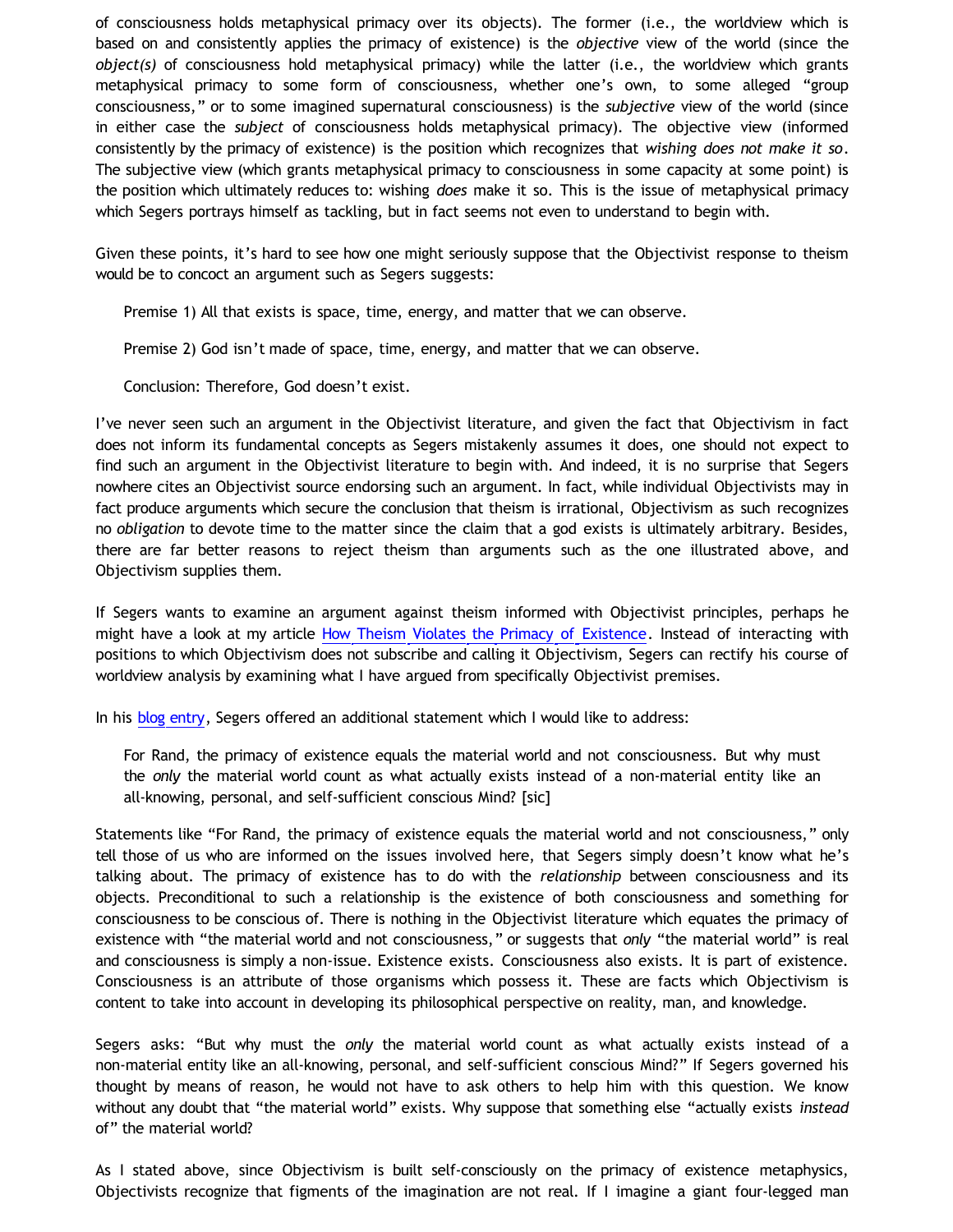of consciousness holds metaphysical primacy over its objects). The former (i.e., the worldview which is based on and consistently applies the primacy of existence) is the *objective* view of the world (since the *object(s)* of consciousness hold metaphysical primacy) while the latter (i.e., the worldview which grants metaphysical primacy to some form of consciousness, whether one's own, to some alleged "group consciousness," or to some imagined supernatural consciousness) is the *subjective* view of the world (since in either case the *subject* of consciousness holds metaphysical primacy). The objective view (informed consistently by the primacy of existence) is the position which recognizes that *wishing does not make it so*. The subjective view (which grants metaphysical primacy to consciousness in some capacity at some point) is the position which ultimately reduces to: wishing *does* make it so. This is the issue of metaphysical primacy which Segers portrays himself as tackling, but in fact seems not even to understand to begin with.

Given these points, it's hard to see how one might seriously suppose that the Objectivist response to theism would be to concoct an argument such as Segers suggests:

> Premise 1) All that exists is space, time, energy, and matter that we can observe.
>
> Premise 2) God isn't made of space, time, energy, and matter that we can observe.
>
> Conclusion: Therefore, God doesn't exist.

I've never seen such an argument in the Objectivist literature, and given the fact that Objectivism in fact does not inform its fundamental concepts as Segers mistakenly assumes it does, one should not expect to find such an argument in the Objectivist literature to begin with. And indeed, it is no surprise that Segers nowhere cites an Objectivist source endorsing such an argument. In fact, while individual Objectivists may in fact produce arguments which secure the conclusion that theism is irrational, Objectivism as such recognizes no *obligation* to devote time to the matter since the claim that a god exists is ultimately arbitrary. Besides, there are far better reasons to reject theism than arguments such as the one illustrated above, and Objectivism supplies them.

If Segers wants to examine an argument against theism informed with Objectivist principles, perhaps he might have a look at my article How Theism Violates the Primacy of Existence. Instead of interacting with positions to which Objectivism does not subscribe and calling it Objectivism, Segers can rectify his course of worldview analysis by examining what I have argued from specifically Objectivist premises.

In his blog entry, Segers offered an additional statement which I would like to address:

> For Rand, the primacy of existence equals the material world and not consciousness. But why must the *only* the material world count as what actually exists instead of a non-material entity like an all-knowing, personal, and self-sufficient conscious Mind? [sic]

Statements like "For Rand, the primacy of existence equals the material world and not consciousness," only tell those of us who are informed on the issues involved here, that Segers simply doesn't know what he's talking about. The primacy of existence has to do with the *relationship* between consciousness and its objects. Preconditional to such a relationship is the existence of both consciousness and something for consciousness to be conscious of. There is nothing in the Objectivist literature which equates the primacy of existence with "the material world and not consciousness," or suggests that *only* "the material world" is real and consciousness is simply a non-issue. Existence exists. Consciousness also exists. It is part of existence. Consciousness is an attribute of those organisms which possess it. These are facts which Objectivism is content to take into account in developing its philosophical perspective on reality, man, and knowledge.

Segers asks: "But why must the *only* the material world count as what actually exists instead of a non-material entity like an all-knowing, personal, and self-sufficient conscious Mind?" If Segers governed his thought by means of reason, he would not have to ask others to help him with this question. We know without any doubt that "the material world" exists. Why suppose that something else "actually exists *instead* of" the material world?

As I stated above, since Objectivism is built self-consciously on the primacy of existence metaphysics, Objectivists recognize that figments of the imagination are not real. If I imagine a giant four-legged man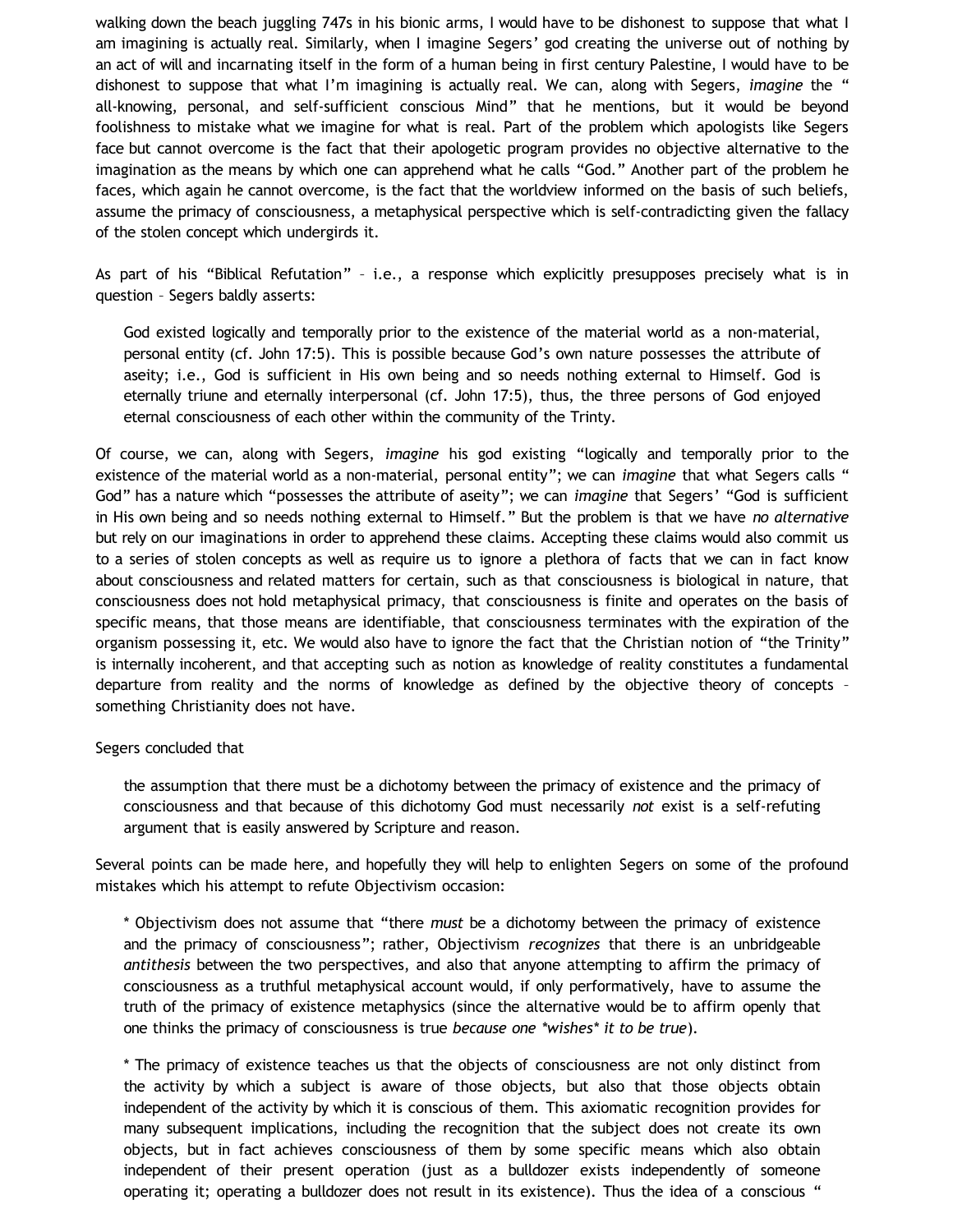walking down the beach juggling 747s in his bionic arms, I would have to be dishonest to suppose that what I am imagining is actually real. Similarly, when I imagine Segers' god creating the universe out of nothing by an act of will and incarnating itself in the form of a human being in first century Palestine, I would have to be dishonest to suppose that what I'm imagining is actually real. We can, along with Segers, *imagine* the " all-knowing, personal, and self-sufficient conscious Mind" that he mentions, but it would be beyond foolishness to mistake what we imagine for what is real. Part of the problem which apologists like Segers face but cannot overcome is the fact that their apologetic program provides no objective alternative to the imagination as the means by which one can apprehend what he calls "God." Another part of the problem he faces, which again he cannot overcome, is the fact that the worldview informed on the basis of such beliefs, assume the primacy of consciousness, a metaphysical perspective which is self-contradicting given the fallacy of the stolen concept which undergirds it.

As part of his "Biblical Refutation" – i.e., a response which explicitly presupposes precisely what is in question – Segers baldly asserts:

> God existed logically and temporally prior to the existence of the material world as a non-material, personal entity (cf. John 17:5). This is possible because God's own nature possesses the attribute of aseity; i.e., God is sufficient in His own being and so needs nothing external to Himself. God is eternally triune and eternally interpersonal (cf. John 17:5), thus, the three persons of God enjoyed eternal consciousness of each other within the community of the Trinty.

Of course, we can, along with Segers, *imagine* his god existing "logically and temporally prior to the existence of the material world as a non-material, personal entity"; we can *imagine* that what Segers calls " God" has a nature which "possesses the attribute of aseity"; we can *imagine* that Segers' "God is sufficient in His own being and so needs nothing external to Himself." But the problem is that we have *no alternative* but rely on our imaginations in order to apprehend these claims. Accepting these claims would also commit us to a series of stolen concepts as well as require us to ignore a plethora of facts that we can in fact know about consciousness and related matters for certain, such as that consciousness is biological in nature, that consciousness does not hold metaphysical primacy, that consciousness is finite and operates on the basis of specific means, that those means are identifiable, that consciousness terminates with the expiration of the organism possessing it, etc. We would also have to ignore the fact that the Christian notion of "the Trinity" is internally incoherent, and that accepting such as notion as knowledge of reality constitutes a fundamental departure from reality and the norms of knowledge as defined by the objective theory of concepts – something Christianity does not have.

Segers concluded that

> the assumption that there must be a dichotomy between the primacy of existence and the primacy of consciousness and that because of this dichotomy God must necessarily *not* exist is a self-refuting argument that is easily answered by Scripture and reason.

Several points can be made here, and hopefully they will help to enlighten Segers on some of the profound mistakes which his attempt to refute Objectivism occasion:

> * Objectivism does not assume that "there *must* be a dichotomy between the primacy of existence and the primacy of consciousness"; rather, Objectivism *recognizes* that there is an unbridgeable *antithesis* between the two perspectives, and also that anyone attempting to affirm the primacy of consciousness as a truthful metaphysical account would, if only performatively, have to assume the truth of the primacy of existence metaphysics (since the alternative would be to affirm openly that one thinks the primacy of consciousness is true *because one *wishes* it to be true*).
>
> * The primacy of existence teaches us that the objects of consciousness are not only distinct from the activity by which a subject is aware of those objects, but also that those objects obtain independent of the activity by which it is conscious of them. This axiomatic recognition provides for many subsequent implications, including the recognition that the subject does not create its own objects, but in fact achieves consciousness of them by some specific means which also obtain independent of their present operation (just as a bulldozer exists independently of someone operating it; operating a bulldozer does not result in its existence). Thus the idea of a conscious "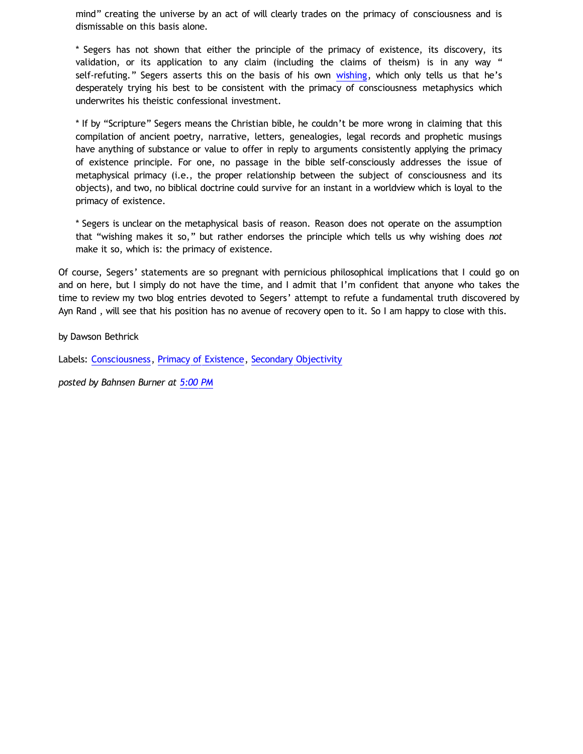mind" creating the universe by an act of will clearly trades on the primacy of consciousness and is dismissable on this basis alone.

* Segers has not shown that either the principle of the primacy of existence, its discovery, its validation, or its application to any claim (including the claims of theism) is in any way " self-refuting." Segers asserts this on the basis of his own wishing, which only tells us that he's desperately trying his best to be consistent with the primacy of consciousness metaphysics which underwrites his theistic confessional investment.

* If by "Scripture" Segers means the Christian bible, he couldn't be more wrong in claiming that this compilation of ancient poetry, narrative, letters, genealogies, legal records and prophetic musings have anything of substance or value to offer in reply to arguments consistently applying the primacy of existence principle. For one, no passage in the bible self-consciously addresses the issue of metaphysical primacy (i.e., the proper relationship between the subject of consciousness and its objects), and two, no biblical doctrine could survive for an instant in a worldview which is loyal to the primacy of existence.

* Segers is unclear on the metaphysical basis of reason. Reason does not operate on the assumption that "wishing makes it so," but rather endorses the principle which tells us why wishing does *not* make it so, which is: the primacy of existence.

Of course, Segers' statements are so pregnant with pernicious philosophical implications that I could go on and on here, but I simply do not have the time, and I admit that I'm confident that anyone who takes the time to review my two blog entries devoted to Segers' attempt to refute a fundamental truth discovered by Ayn Rand , will see that his position has no avenue of recovery open to it. So I am happy to close with this.

by Dawson Bethrick

Labels: Consciousness, Primacy of Existence, Secondary Objectivity

*posted by Bahnsen Burner at 5:00 PM*